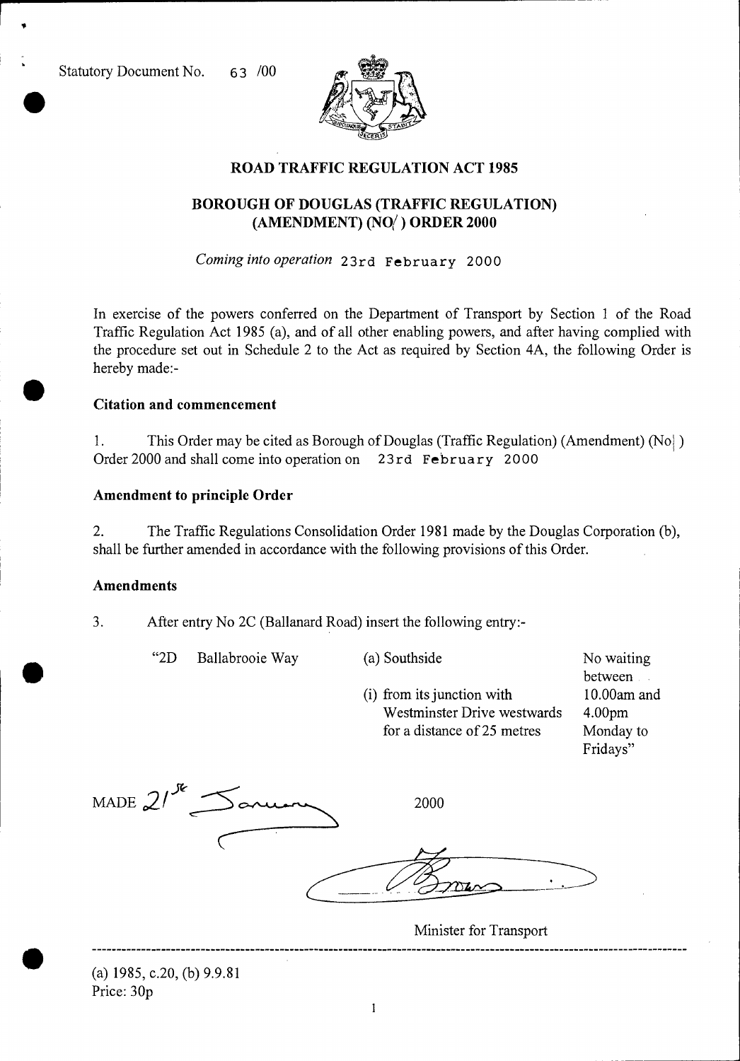Statutory Document No. 63 /00

## ROAD TRAFFIC REGULATION ACT 1985

## BOROUGH OF DOUGLAS (TRAFFIC REGULATION) (AMENDMENT) (NO/ ) ORDER 2000

*Coming into operation* 23rd February 2000

In exercise of the powers conferred on the Department of Transport by Section 1 of the Road Traffic Regulation Act 1985 (a), and of all other enabling powers, and after having complied with the procedure set out in Schedule 2 to the Act as required by Section 4A, the following Order is hereby made:-

### Citation and commencement

1. This Order may be cited as Borough of Douglas (Traffic Regulation) (Amendment) (No| ) Order 2000 and shall come into operation on 23rd February 2000

### Amendment to principle Order

2. The Traffic Regulations Consolidation Order 1981 made by the Douglas Corporation (b), shall be further amended in accordance with the following provisions of this Order.

### Amendments

3. After entry No 2C (Ballanard Road) insert the following entry:-

| | | | |
|---|---|---|---|
| "2D | Ballabrooie Way | (a) Southside<br>(i) from its junction with Westminster Drive westwards for a distance of 25 metres | No waiting between 10.00am and 4.00pm Monday to Fridays" |

MADE 21st January 2000

Minister for Transport

(a) 1985, c.20, (b) 9.9.81

Price: 30p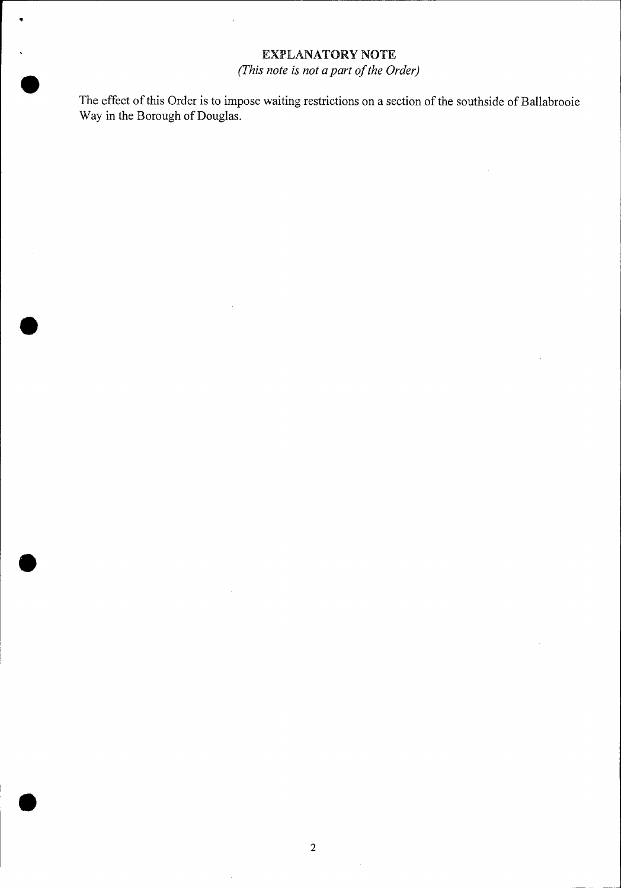## EXPLANATORY NOTE

*(This note is not a part of the Order)*

The effect of this Order is to impose waiting restrictions on a section of the southside of Ballabrooie Way in the Borough of Douglas.